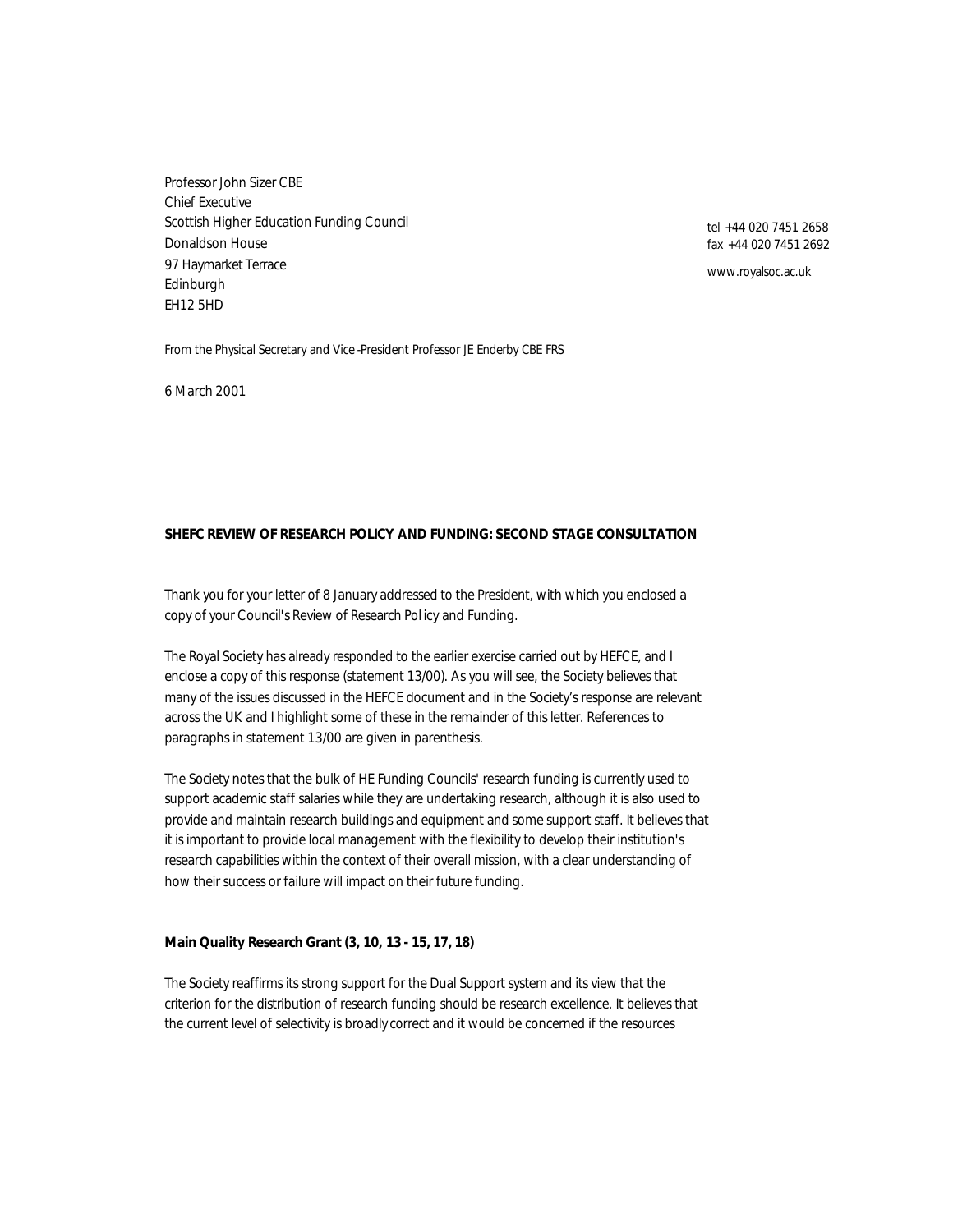Professor John Sizer CBE
Chief Executive
Scottish Higher Education Funding Council
Donaldson House
97 Haymarket Terrace
Edinburgh
EH12 5HD

tel +44 020 7451 2658
fax +44 020 7451 2692

www.royalsoc.ac.uk

From the Physical Secretary and Vice-President Professor JE Enderby CBE FRS

6 March 2001

**SHEFC REVIEW OF RESEARCH POLICY AND FUNDING: SECOND STAGE CONSULTATION**

Thank you for your letter of 8 January addressed to the President, with which you enclosed a copy of your Council's Review of Research Policy and Funding.

The Royal Society has already responded to the earlier exercise carried out by HEFCE, and I enclose a copy of this response (statement 13/00). As you will see, the Society believes that many of the issues discussed in the HEFCE document and in the Society's response are relevant across the UK and I highlight some of these in the remainder of this letter. References to paragraphs in statement 13/00 are given in parenthesis.

The Society notes that the bulk of HE Funding Councils' research funding is currently used to support academic staff salaries while they are undertaking research, although it is also used to provide and maintain research buildings and equipment and some support staff. It believes that it is important to provide local management with the flexibility to develop their institution's research capabilities within the context of their overall mission, with a clear understanding of how their success or failure will impact on their future funding.

**Main Quality Research Grant (3, 10, 13 - 15, 17, 18)**

The Society reaffirms its strong support for the Dual Support system and its view that the criterion for the distribution of research funding should be research excellence. It believes that the current level of selectivity is broadly correct and it would be concerned if the resources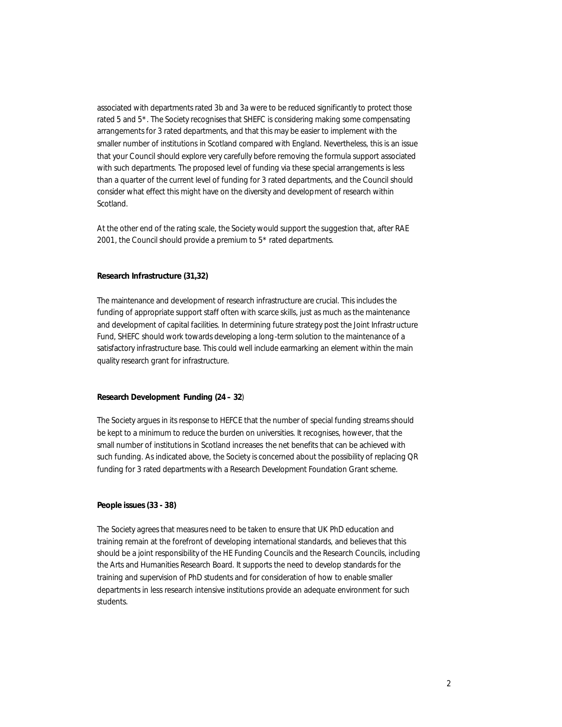associated with departments rated 3b and 3a were to be reduced significantly to protect those rated 5 and 5*. The Society recognises that SHEFC is considering making some compensating arrangements for 3 rated departments, and that this may be easier to implement with the smaller number of institutions in Scotland compared with England. Nevertheless, this is an issue that your Council should explore very carefully before removing the formula support associated with such departments. The proposed level of funding via these special arrangements is less than a quarter of the current level of funding for 3 rated departments, and the Council should consider what effect this might have on the diversity and development of research within Scotland.

At the other end of the rating scale, the Society would support the suggestion that, after RAE 2001, the Council should provide a premium to 5* rated departments.

**Research Infrastructure (31,32)**

The maintenance and development of research infrastructure are crucial. This includes the funding of appropriate support staff often with scarce skills, just as much as the maintenance and development of capital facilities. In determining future strategy post the Joint Infrastr ucture Fund, SHEFC should work towards developing a long-term solution to the maintenance of a satisfactory infrastructure base. This could well include earmarking an element within the main quality research grant for infrastructure.

**Research Development Funding (24 – 32**)

The Society argues in its response to HEFCE that the number of special funding streams should be kept to a minimum to reduce the burden on universities. It recognises, however, that the small number of institutions in Scotland increases the net benefits that can be achieved with such funding. As indicated above, the Society is concerned about the possibility of replacing QR funding for 3 rated departments with a Research Development Foundation Grant scheme.

**People issues (33 - 38)**

The Society agrees that measures need to be taken to ensure that UK PhD education and training remain at the forefront of developing international standards, and believes that this should be a joint responsibility of the HE Funding Councils and the Research Councils, including the Arts and Humanities Research Board. It supports the need to develop standards for the training and supervision of PhD students and for consideration of how to enable smaller departments in less research intensive institutions provide an adequate environment for such students.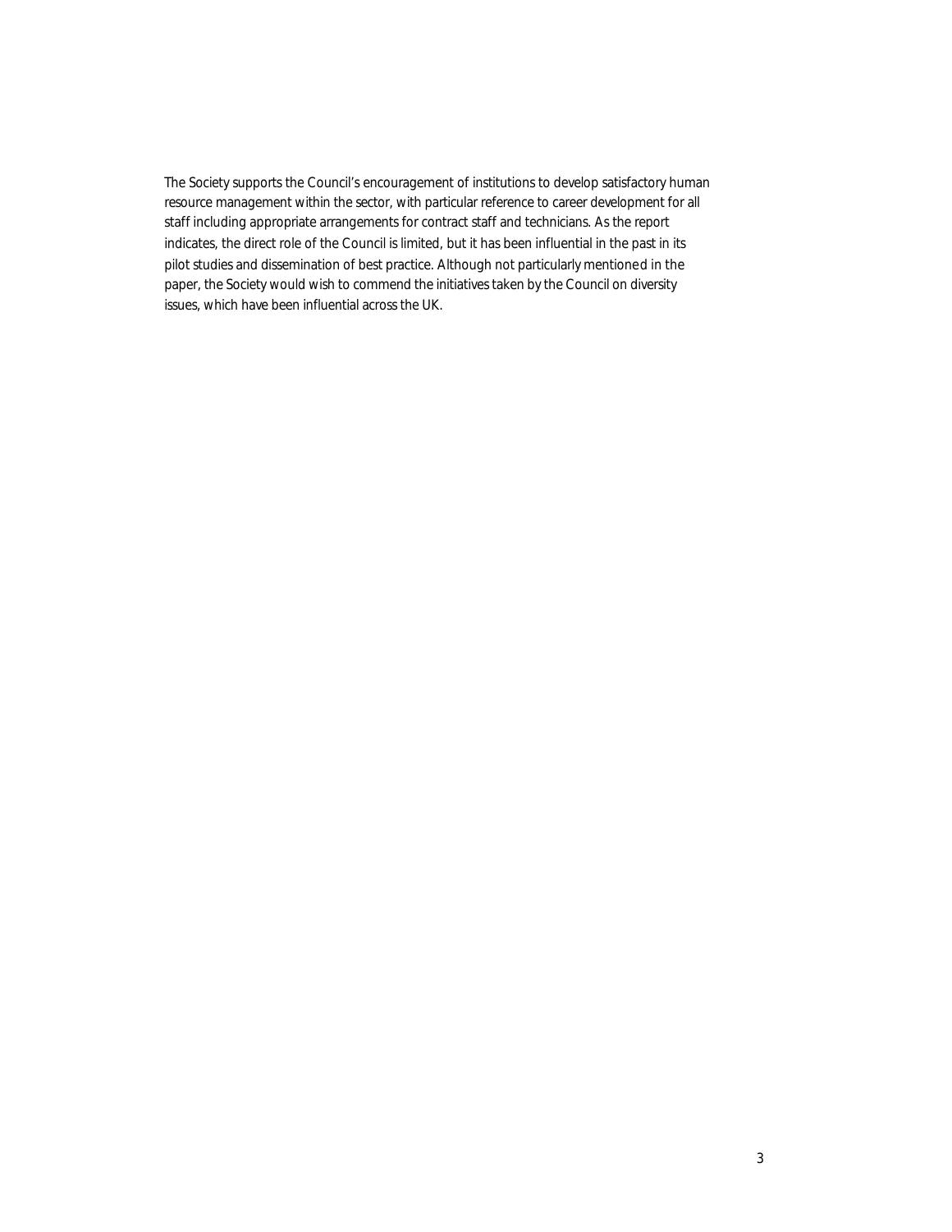The Society supports the Council's encouragement of institutions to develop satisfactory human resource management within the sector, with particular reference to career development for all staff including appropriate arrangements for contract staff and technicians. As the report indicates, the direct role of the Council is limited, but it has been influential in the past in its pilot studies and dissemination of best practice. Although not particularly mentioned in the paper, the Society would wish to commend the initiatives taken by the Council on diversity issues, which have been influential across the UK.